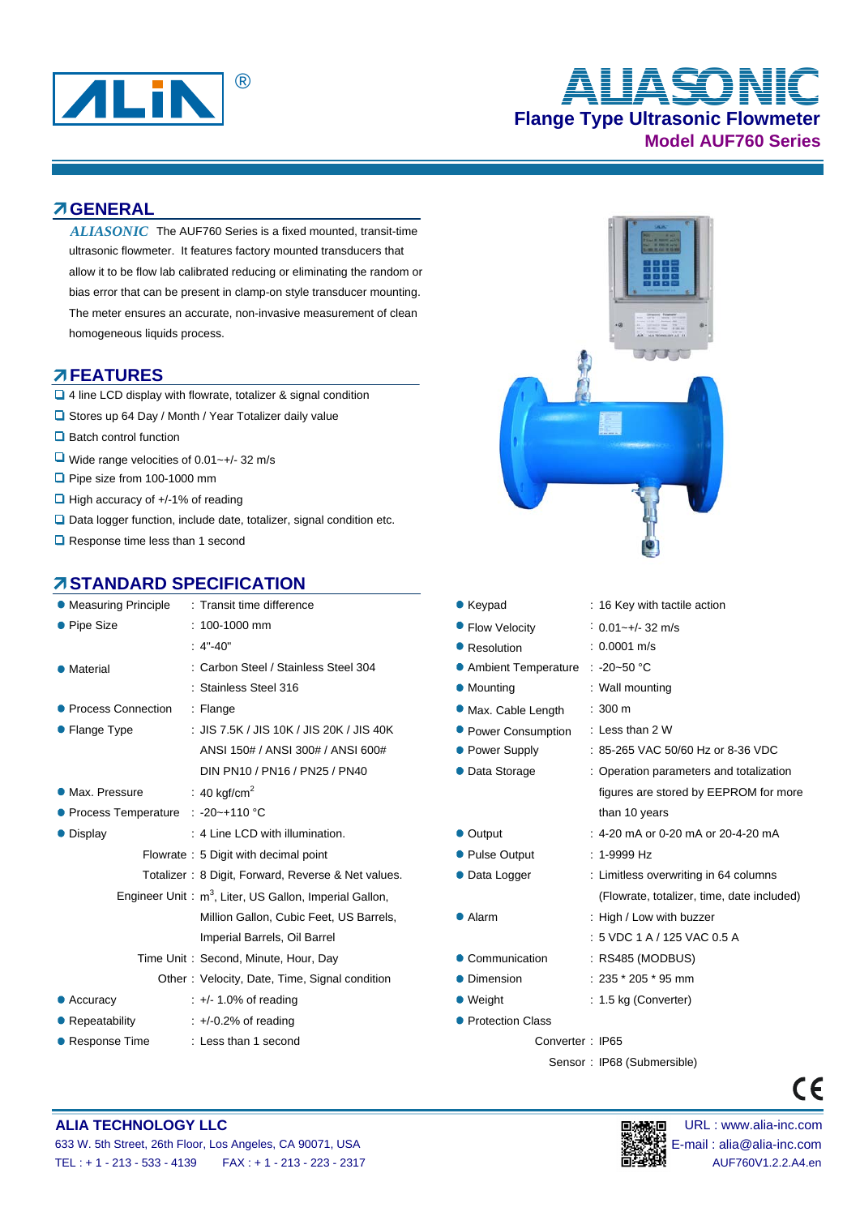# ALIASONIC

## Flange Type Ultrasonic Flowmeter

### Model AUF760 Series

## GENERAL

*ALIASONIC* The AUF760 Series is a fixed mounted, transit-time ultrasonic flowmeter. It features factory mounted transducers that allow it to be flow lab calibrated reducing or eliminating the random or bias error that can be present in clamp-on style transducer mounting. The meter ensures an accurate, non-invasive measurement of clean homogeneous liquids process.

## FEATURES

- 4 line LCD display with flowrate, totalizer & signal condition
- Stores up 64 Day / Month / Year Totalizer daily value
- Batch control function
- Wide range velocities of 0.01~+/- 32 m/s
- Pipe size from 100-1000 mm
- High accuracy of +/-1% of reading
- Data logger function, include date, totalizer, signal condition etc.
- Response time less than 1 second

## STANDARD SPECIFICATION

- **Measuring Principle** : Transit time difference
- **Pipe Size** : 100-1000 mm
  : 4"-40"
- **Material** : Carbon Steel / Stainless Steel 304
  : Stainless Steel 316
- **Process Connection** : Flange
- **Flange Type** : JIS 7.5K / JIS 10K / JIS 20K / JIS 40K
  ANSI 150# / ANSI 300# / ANSI 600#
  DIN PN10 / PN16 / PN25 / PN40
- **Max. Pressure** : 40 kgf/cm$^2$
- **Process Temperature** : -20~+110 °C
- **Display** : 4 Line LCD with illumination.
  - Flowrate : 5 Digit with decimal point
  - Totalizer : 8 Digit, Forward, Reverse & Net values.
  - Engineer Unit : m$^3$, Liter, US Gallon, Imperial Gallon, Million Gallon, Cubic Feet, US Barrels, Imperial Barrels, Oil Barrel
  - Time Unit : Second, Minute, Hour, Day
  - Other : Velocity, Date, Time, Signal condition
- **Accuracy** : +/- 1.0% of reading
- **Repeatability** : +/-0.2% of reading
- **Response Time** : Less than 1 second
- **Keypad** : 16 Key with tactile action
- **Flow Velocity** : 0.01~+/- 32 m/s
- **Resolution** : 0.0001 m/s
- **Ambient Temperature** : -20~50 °C
- **Mounting** : Wall mounting
- **Max. Cable Length** : 300 m
- **Power Consumption** : Less than 2 W
- **Power Supply** : 85-265 VAC 50/60 Hz or 8-36 VDC
- **Data Storage** : Operation parameters and totalization figures are stored by EEPROM for more than 10 years
- **Output** : 4-20 mA or 0-20 mA or 20-4-20 mA
- **Pulse Output** : 1-9999 Hz
- **Data Logger** : Limitless overwriting in 64 columns (Flowrate, totalizer, time, date included)
- **Alarm** : High / Low with buzzer
  : 5 VDC 1 A / 125 VAC 0.5 A
- **Communication** : RS485 (MODBUS)
- **Dimension** : 235 * 205 * 95 mm
- **Weight** : 1.5 kg (Converter)
- **Protection Class**
  - Converter : IP65
  - Sensor : IP68 (Submersible)

**ALIA TECHNOLOGY LLC**
633 W. 5th Street, 26th Floor, Los Angeles, CA 90071, USA
TEL : + 1 - 213 - 533 - 4139 FAX : + 1 - 213 - 223 - 2317

URL : www.alia-inc.com
E-mail : alia@alia-inc.com
AUF760V1.2.2.A4.en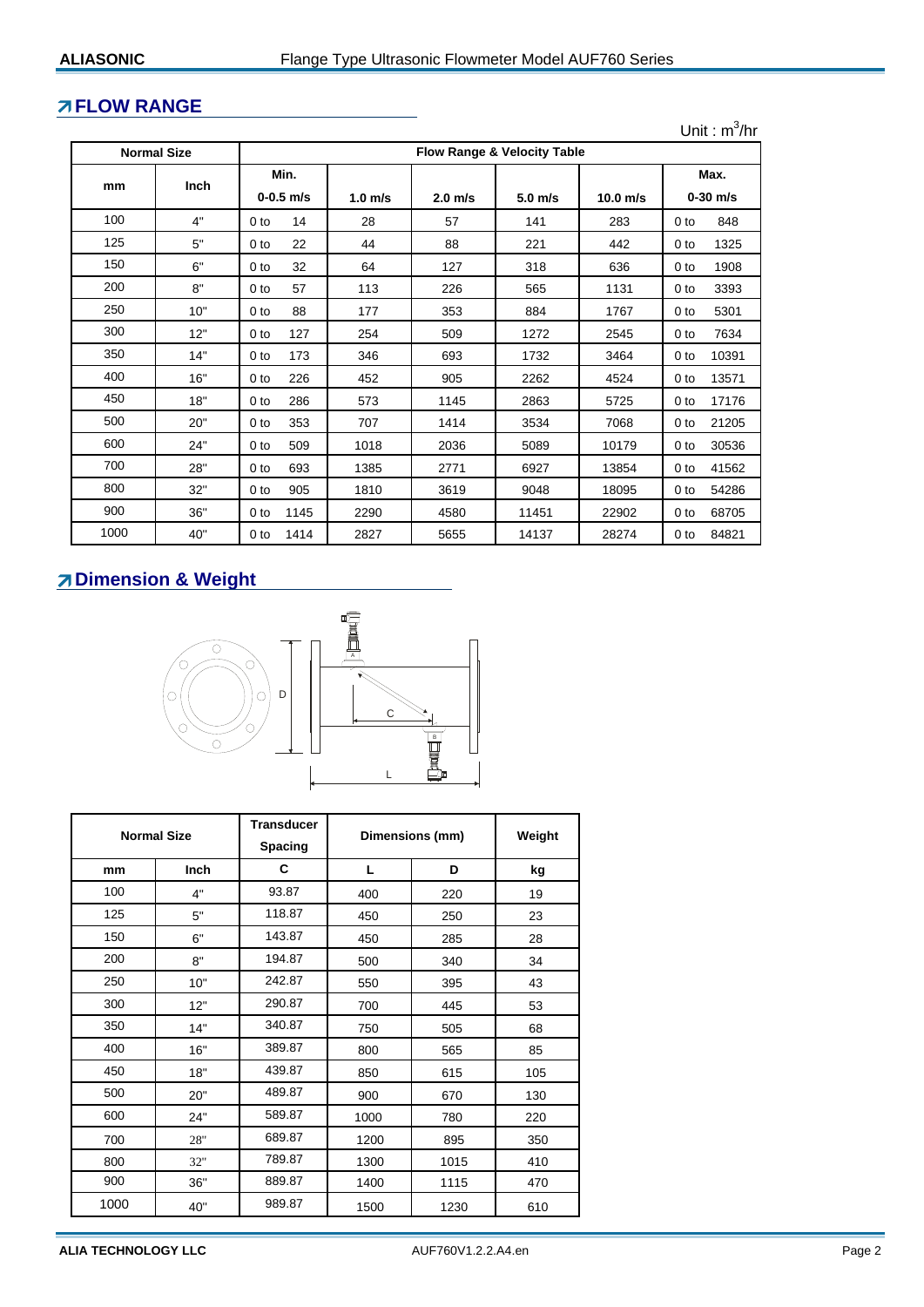## FLOW RANGE

Unit : $m^3/hr$

| Normal Size | | Flow Range & Velocity Table | | | | | |
|---|---|---|---|---|---|---|---|
| mm | Inch | Min. 0-0.5 m/s | 1.0 m/s | 2.0 m/s | 5.0 m/s | 10.0 m/s | Max. 0-30 m/s |
| 100 | 4" | 0 to 14 | 28 | 57 | 141 | 283 | 0 to 848 |
| 125 | 5" | 0 to 22 | 44 | 88 | 221 | 442 | 0 to 1325 |
| 150 | 6" | 0 to 32 | 64 | 127 | 318 | 636 | 0 to 1908 |
| 200 | 8" | 0 to 57 | 113 | 226 | 565 | 1131 | 0 to 3393 |
| 250 | 10" | 0 to 88 | 177 | 353 | 884 | 1767 | 0 to 5301 |
| 300 | 12" | 0 to 127 | 254 | 509 | 1272 | 2545 | 0 to 7634 |
| 350 | 14" | 0 to 173 | 346 | 693 | 1732 | 3464 | 0 to 10391 |
| 400 | 16" | 0 to 226 | 452 | 905 | 2262 | 4524 | 0 to 13571 |
| 450 | 18" | 0 to 286 | 573 | 1145 | 2863 | 5725 | 0 to 17176 |
| 500 | 20" | 0 to 353 | 707 | 1414 | 3534 | 7068 | 0 to 21205 |
| 600 | 24" | 0 to 509 | 1018 | 2036 | 5089 | 10179 | 0 to 30536 |
| 700 | 28" | 0 to 693 | 1385 | 2771 | 6927 | 13854 | 0 to 41562 |
| 800 | 32" | 0 to 905 | 1810 | 3619 | 9048 | 18095 | 0 to 54286 |
| 900 | 36" | 0 to 1145 | 2290 | 4580 | 11451 | 22902 | 0 to 68705 |
| 1000 | 40" | 0 to 1414 | 2827 | 5655 | 14137 | 28274 | 0 to 84821 |

## Dimension & Weight

| Normal Size | | Transducer Spacing | Dimensions (mm) | | Weight |
|---|---|---|---|---|---|
| mm | Inch | C | L | D | kg |
| 100 | 4" | 93.87 | 400 | 220 | 19 |
| 125 | 5" | 118.87 | 450 | 250 | 23 |
| 150 | 6" | 143.87 | 450 | 285 | 28 |
| 200 | 8" | 194.87 | 500 | 340 | 34 |
| 250 | 10" | 242.87 | 550 | 395 | 43 |
| 300 | 12" | 290.87 | 700 | 445 | 53 |
| 350 | 14" | 340.87 | 750 | 505 | 68 |
| 400 | 16" | 389.87 | 800 | 565 | 85 |
| 450 | 18" | 439.87 | 850 | 615 | 105 |
| 500 | 20" | 489.87 | 900 | 670 | 130 |
| 600 | 24" | 589.87 | 1000 | 780 | 220 |
| 700 | 28" | 689.87 | 1200 | 895 | 350 |
| 800 | 32" | 789.87 | 1300 | 1015 | 410 |
| 900 | 36" | 889.87 | 1400 | 1115 | 470 |
| 1000 | 40" | 989.87 | 1500 | 1230 | 610 |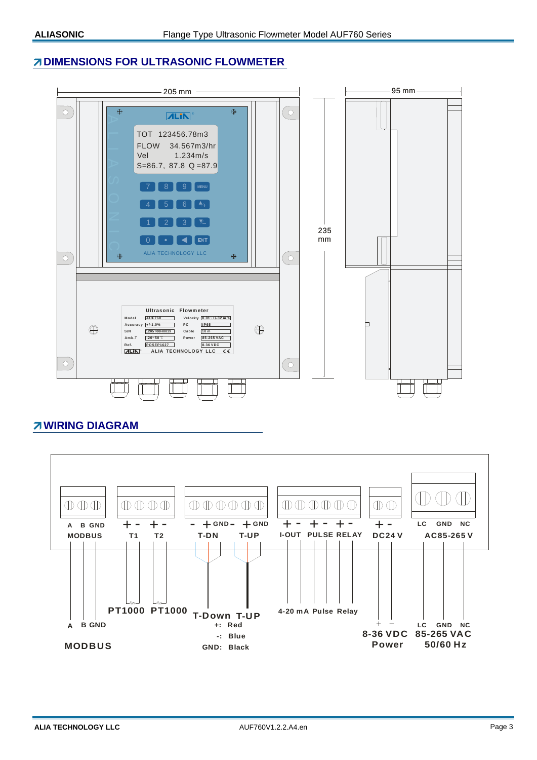## DIMENSIONS FOR ULTRASONIC FLOWMETER

205 mm

95 mm

235 mm

TOT 123456.78m3
FLOW 34.567m3/hr
Vel 1.234m/s
S=86.7, 87.8 Q =87.9

7 8 9 MENU
4 5 6
1 2 3
0 • ENT

ALIA TECHNOLOGY LLC

Ultrasonic Flowmeter

| Model | AUF760 | Velocity | 0.01~+/-32 m/s |
|---|---|---|---|
| Accuracy | +/-1.0% | PC | IP65 |
| S/N | 1205T08H0019 | Cable | 10 m |
| Amb.T | -20~50 ℃ | Power | 85-265 VAC |
| Ref. | POSEP1627 | | 8-36 VDC |

ALIA TECHNOLOGY LLC

## WIRING DIAGRAM

| A B GND | + - + - | - + GND - + GND | + - + - + - | + - | LC GND NC |
|---|---|---|---|---|---|
| MODBUS | T1 T2 | T-DN T-UP | I-OUT PULSE RELAY | DC24 V | AC85-265 V |

| A B GND | PT1000 PT1000 | T-Down T-UP | 4-20 mA Pulse Relay | + - | LC GND NC |
|---|---|---|---|---|---|
| MODBUS | | +: Red<br>-: Blue<br>GND: Black | | 8-36 VDC Power | 85-265 VAC 50/60 Hz |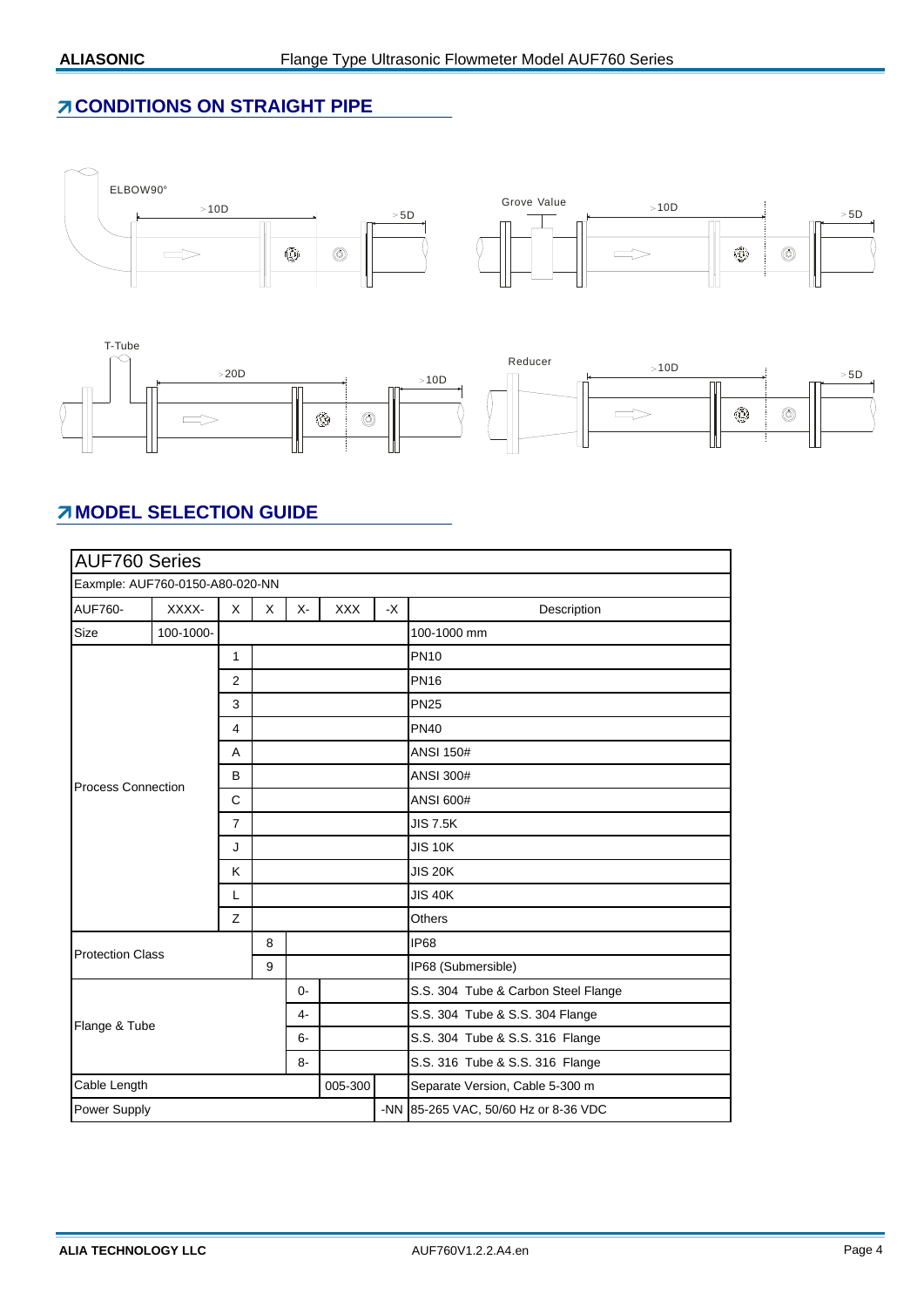## CONDITIONS ON STRAIGHT PIPE

ELBOW90°

>10D

>5D

Grove Value

>10D

>5D

T-Tube

>20D

>10D

Reducer

>10D

>5D

## MODEL SELECTION GUIDE

| AUF760 Series | | | | | | | |
|---|---|---|---|---|---|---|---|
| Eaxmple: AUF760-0150-A80-020-NN | | | | | | | |
| AUF760- | XXXX- | X | X | X- | XXX | -X | Description |
| Size | 100-1000- | | | | | | 100-1000 mm |
| Process Connection | | 1 | | | | | PN10 |
| | | 2 | | | | | PN16 |
| | | 3 | | | | | PN25 |
| | | 4 | | | | | PN40 |
| | | A | | | | | ANSI 150# |
| | | B | | | | | ANSI 300# |
| | | C | | | | | ANSI 600# |
| | | 7 | | | | | JIS 7.5K |
| | | J | | | | | JIS 10K |
| | | K | | | | | JIS 20K |
| | | L | | | | | JIS 40K |
| | | Z | | | | | Others |
| Protection Class | | | 8 | | | | IP68 |
| | | | 9 | | | | IP68 (Submersible) |
| Flange & Tube | | | | 0- | | | S.S. 304 Tube & Carbon Steel Flange |
| | | | | 4- | | | S.S. 304 Tube & S.S. 304 Flange |
| | | | | 6- | | | S.S. 304 Tube & S.S. 316 Flange |
| | | | | 8- | | | S.S. 316 Tube & S.S. 316 Flange |
| Cable Length | | | | | 005-300 | | Separate Version, Cable 5-300 m |
| Power Supply | | | | | | -NN | 85-265 VAC, 50/60 Hz or 8-36 VDC |